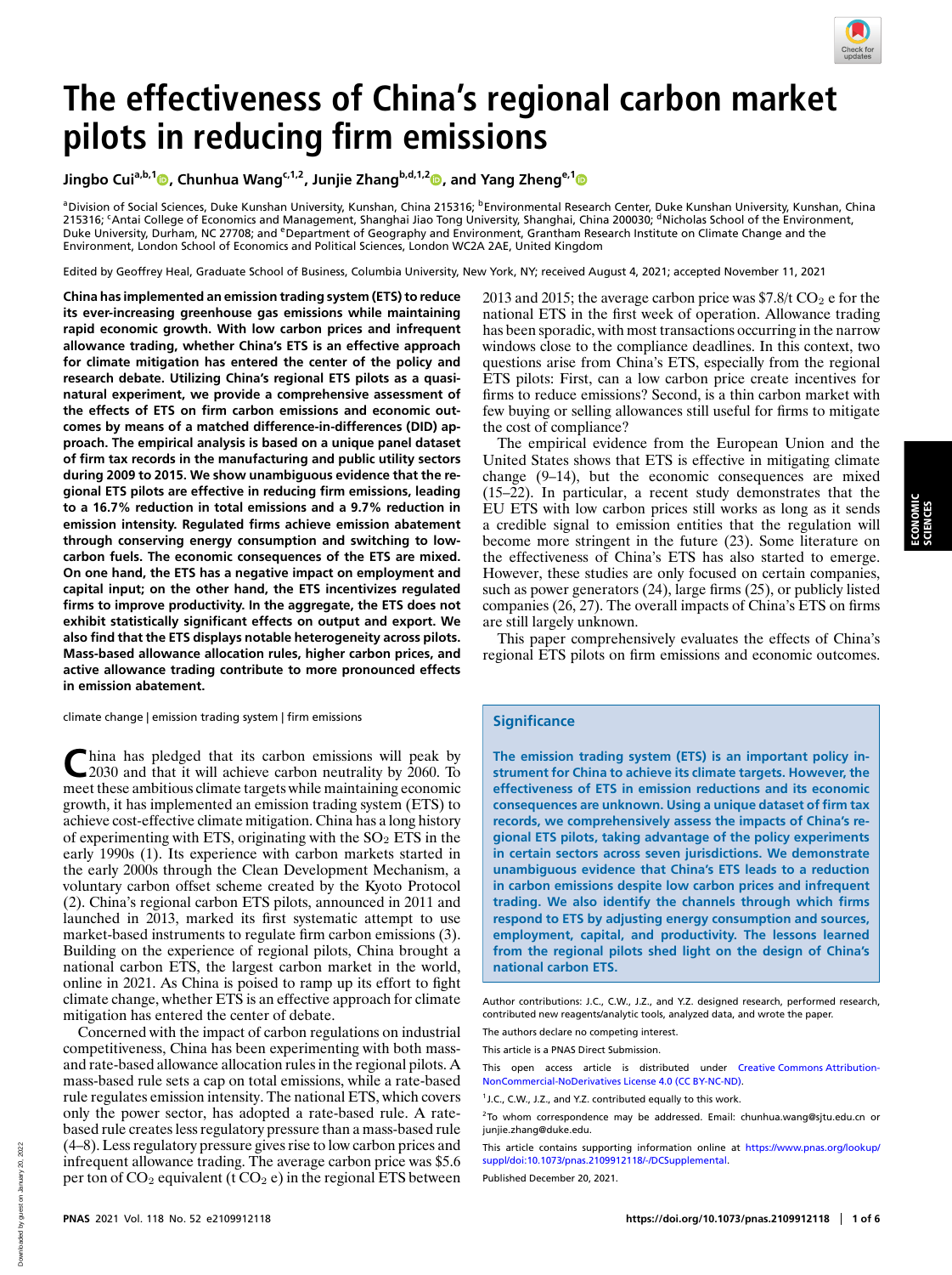# The effectiveness of China's regional carbon market pilots in reducing firm emissions

Jingbo Cui[a,b,1], Chunhua Wang[c,1,2], Junjie Zhang[b,d,1,2], and Yang Zheng[e,1]

[a]Division of Social Sciences, Duke Kunshan University, Kunshan, China 215316; [b]Environmental Research Center, Duke Kunshan University, Kunshan, China 215316; [c]Antai College of Economics and Management, Shanghai Jiao Tong University, Shanghai, China 200030; [d]Nicholas School of the Environment, Duke University, Durham, NC 27708; and [e]Department of Geography and Environment, Grantham Research Institute on Climate Change and the Environment, London School of Economics and Political Sciences, London WC2A 2AE, United Kingdom

Edited by Geoffrey Heal, Graduate School of Business, Columbia University, New York, NY; received August 4, 2021; accepted November 11, 2021

**China has implemented an emission trading system (ETS) to reduce its ever-increasing greenhouse gas emissions while maintaining rapid economic growth. With low carbon prices and infrequent allowance trading, whether China's ETS is an effective approach for climate mitigation has entered the center of the policy and research debate. Utilizing China's regional ETS pilots as a quasi-natural experiment, we provide a comprehensive assessment of the effects of ETS on firm carbon emissions and economic outcomes by means of a matched difference-in-differences (DID) approach. The empirical analysis is based on a unique panel dataset of firm tax records in the manufacturing and public utility sectors during 2009 to 2015. We show unambiguous evidence that the regional ETS pilots are effective in reducing firm emissions, leading to a 16.7% reduction in total emissions and a 9.7% reduction in emission intensity. Regulated firms achieve emission abatement through conserving energy consumption and switching to low-carbon fuels. The economic consequences of the ETS are mixed. On one hand, the ETS has a negative impact on employment and capital input; on the other hand, the ETS incentivizes regulated firms to improve productivity. In the aggregate, the ETS does not exhibit statistically significant effects on output and export. We also find that the ETS displays notable heterogeneity across pilots. Mass-based allowance allocation rules, higher carbon prices, and active allowance trading contribute to more pronounced effects in emission abatement.**

climate change | emission trading system | firm emissions

China has pledged that its carbon emissions will peak by 2030 and that it will achieve carbon neutrality by 2060. To meet these ambitious climate targets while maintaining economic growth, it has implemented an emission trading system (ETS) to achieve cost-effective climate mitigation. China has a long history of experimenting with ETS, originating with the $SO_2$ ETS in the early 1990s (1). Its experience with carbon markets started in the early 2000s through the Clean Development Mechanism, a voluntary carbon offset scheme created by the Kyoto Protocol (2). China's regional carbon ETS pilots, announced in 2011 and launched in 2013, marked its first systematic attempt to use market-based instruments to regulate firm carbon emissions (3). Building on the experience of regional pilots, China brought a national carbon ETS, the largest carbon market in the world, online in 2021. As China is poised to ramp up its effort to fight climate change, whether ETS is an effective approach for climate mitigation has entered the center of debate.

Concerned with the impact of carbon regulations on industrial competitiveness, China has been experimenting with both mass- and rate-based allowance allocation rules in the regional pilots. A mass-based rule sets a cap on total emissions, while a rate-based rule regulates emission intensity. The national ETS, which covers only the power sector, has adopted a rate-based rule. A rate-based rule creates less regulatory pressure than a mass-based rule (4–8). Less regulatory pressure gives rise to low carbon prices and infrequent allowance trading. The average carbon price was \$5.6 per ton of $CO_2$ equivalent (t $CO_2$ e) in the regional ETS between 2013 and 2015; the average carbon price was \$7.8/t $CO_2$ e for the national ETS in the first week of operation. Allowance trading has been sporadic, with most transactions occurring in the narrow windows close to the compliance deadlines. In this context, two questions arise from China's ETS, especially from the regional ETS pilots: First, can a low carbon price create incentives for firms to reduce emissions? Second, is a thin carbon market with few buying or selling allowances still useful for firms to mitigate the cost of compliance?

The empirical evidence from the European Union and the United States shows that ETS is effective in mitigating climate change (9–14), but the economic consequences are mixed (15–22). In particular, a recent study demonstrates that the EU ETS with low carbon prices still works as long as it sends a credible signal to emission entities that the regulation will become more stringent in the future (23). Some literature on the effectiveness of China's ETS has also started to emerge. However, these studies are only focused on certain companies, such as power generators (24), large firms (25), or publicly listed companies (26, 27). The overall impacts of China's ETS on firms are still largely unknown.

This paper comprehensively evaluates the effects of China's regional ETS pilots on firm emissions and economic outcomes.

## Significance

The emission trading system (ETS) is an important policy instrument for China to achieve its climate targets. However, the effectiveness of ETS in emission reductions and its economic consequences are unknown. Using a unique dataset of firm tax records, we comprehensively assess the impacts of China's regional ETS pilots, taking advantage of the policy experiments in certain sectors across seven jurisdictions. We demonstrate unambiguous evidence that China's ETS leads to a reduction in carbon emissions despite low carbon prices and infrequent trading. We also identify the channels through which firms respond to ETS by adjusting energy consumption and sources, employment, capital, and productivity. The lessons learned from the regional pilots shed light on the design of China's national carbon ETS.

Author contributions: J.C., C.W., J.Z., and Y.Z. designed research, performed research, contributed new reagents/analytic tools, analyzed data, and wrote the paper.

The authors declare no competing interest.

This article is a PNAS Direct Submission.

This open access article is distributed under Creative Commons Attribution-NonCommercial-NoDerivatives License 4.0 (CC BY-NC-ND).

[1]J.C., C.W., J.Z., and Y.Z. contributed equally to this work.

[2]To whom correspondence may be addressed. Email: chunhua.wang@sjtu.edu.cn or junjie.zhang@duke.edu.

This article contains supporting information online at https://www.pnas.org/lookup/suppl/doi:10.1073/pnas.2109912118/-/DCSupplemental.

Published December 20, 2021.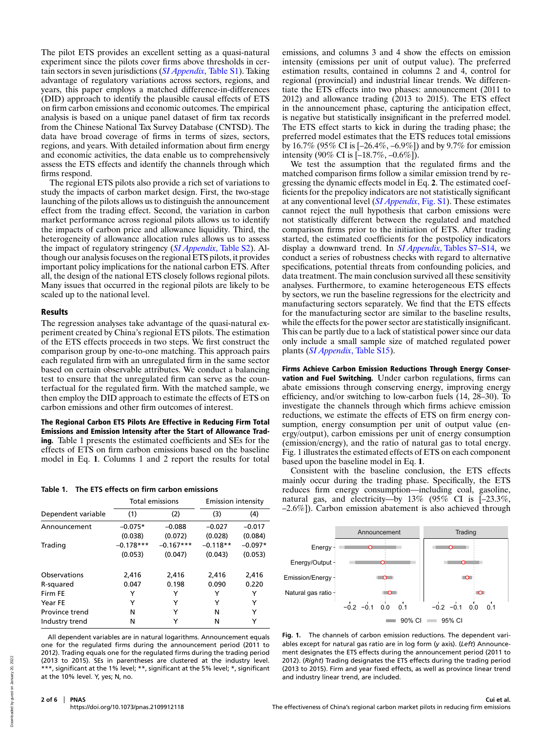The pilot ETS provides an excellent setting as a quasi-natural experiment since the pilots cover firms above thresholds in certain sectors in seven jurisdictions (*SI Appendix*, Table S1). Taking advantage of regulatory variations across sectors, regions, and years, this paper employs a matched difference-in-differences (DID) approach to identify the plausible causal effects of ETS on firm carbon emissions and economic outcomes. The empirical analysis is based on a unique panel dataset of firm tax records from the Chinese National Tax Survey Database (CNTSD). The data have broad coverage of firms in terms of sizes, sectors, regions, and years. With detailed information about firm energy and economic activities, the data enable us to comprehensively assess the ETS effects and identify the channels through which firms respond.

The regional ETS pilots also provide a rich set of variations to study the impacts of carbon market design. First, the two-stage launching of the pilots allows us to distinguish the announcement effect from the trading effect. Second, the variation in carbon market performance across regional pilots allows us to identify the impacts of carbon price and allowance liquidity. Third, the heterogeneity of allowance allocation rules allows us to assess the impact of regulatory stringency (*SI Appendix*, Table S2). Although our analysis focuses on the regional ETS pilots, it provides important policy implications for the national carbon ETS. After all, the design of the national ETS closely follows regional pilots. Many issues that occurred in the regional pilots are likely to be scaled up to the national level.

## Results

The regression analyses take advantage of the quasi-natural experiment created by China's regional ETS pilots. The estimation of the ETS effects proceeds in two steps. We first construct the comparison group by one-to-one matching. This approach pairs each regulated firm with an unregulated firm in the same sector based on certain observable attributes. We conduct a balancing test to ensure that the unregulated firm can serve as the counterfactual for the regulated firm. With the matched sample, we then employ the DID approach to estimate the effects of ETS on carbon emissions and other firm outcomes of interest.

**The Regional Carbon ETS Pilots Are Effective in Reducing Firm Total Emissions and Emission Intensity after the Start of Allowance Trading.** Table 1 presents the estimated coefficients and SEs for the effects of ETS on firm carbon emissions based on the baseline model in Eq. **1**. Columns 1 and 2 report the results for total emissions, and columns 3 and 4 show the effects on emission intensity (emissions per unit of output value). The preferred estimation results, contained in columns 2 and 4, control for regional (provincial) and industrial linear trends. We differentiate the ETS effects into two phases: announcement (2011 to 2012) and allowance trading (2013 to 2015). The ETS effect in the announcement phase, capturing the anticipation effect, is negative but statistically insignificant in the preferred model. The ETS effect starts to kick in during the trading phase; the preferred model estimates that the ETS reduces total emissions by 16.7% (95% CI is [–26.4%, –6.9%]) and by 9.7% for emission intensity (90% CI is [–18.7%, –0.6%]).

**Table 1. The ETS effects on firm carbon emissions**

| | Total emissions | | Emission intensity | |
|---|---|---|---|---|
| Dependent variable | (1) | (2) | (3) | (4) |
| Announcement | −0.075* | −0.088 | −0.027 | −0.017 |
| | (0.038) | (0.072) | (0.028) | (0.084) |
| Trading | −0.178*** | −0.167*** | −0.118** | −0.097* |
| | (0.053) | (0.047) | (0.043) | (0.053) |
| Observations | 2,416 | 2,416 | 2,416 | 2,416 |
| R-squared | 0.047 | 0.198 | 0.090 | 0.220 |
| Firm FE | Y | Y | Y | Y |
| Year FE | Y | Y | Y | Y |
| Province trend | N | Y | N | Y |
| Industry trend | N | Y | N | Y |

All dependent variables are in natural logarithms. Announcement equals one for the regulated firms during the announcement period (2011 to 2012). Trading equals one for the regulated firms during the trading period (2013 to 2015). SEs in parentheses are clustered at the industry level. ***, significant at the 1% level; **, significant at the 5% level; *, significant at the 10% level. Y, yes; N, no.

We test the assumption that the regulated firms and the matched comparison firms follow a similar emission trend by regressing the dynamic effects model in Eq. **2**. The estimated coefficients for the prepolicy indicators are not statistically significant at any conventional level (*SI Appendix*, Fig. S1). These estimates cannot reject the null hypothesis that carbon emissions were not statistically different between the regulated and matched comparison firms prior to the initiation of ETS. After trading started, the estimated coefficients for the postpolicy indicators display a downward trend. In *SI Appendix*, Tables S7–S14, we conduct a series of robustness checks with regard to alternative specifications, potential threats from confounding policies, and data treatment. The main conclusion survived all these sensitivity analyses. Furthermore, to examine heterogeneous ETS effects by sectors, we run the baseline regressions for the electricity and manufacturing sectors separately. We find that the ETS effects for the manufacturing sector are similar to the baseline results, while the effects for the power sector are statistically insignificant. This can be partly due to a lack of statistical power since our data only include a small sample size of matched regulated power plants (*SI Appendix*, Table S15).

**Firms Achieve Carbon Emission Reductions Through Energy Conservation and Fuel Switching.** Under carbon regulations, firms can abate emissions through conserving energy, improving energy efficiency, and/or switching to low-carbon fuels (14, 28–30). To investigate the channels through which firms achieve emission reductions, we estimate the effects of ETS on firm energy consumption, energy consumption per unit of output value (energy/output), carbon emissions per unit of energy consumption (emission/energy), and the ratio of natural gas to total energy. Fig. 1 illustrates the estimated effects of ETS on each component based upon the baseline model in Eq. **1**.

Consistent with the baseline conclusion, the ETS effects mainly occur during the trading phase. Specifically, the ETS reduces firm energy consumption—including coal, gasoline, natural gas, and electricity—by 13% (95% CI is [–23.3%, –2.6%]). Carbon emission abatement is also achieved through

**Fig. 1.** The channels of carbon emission reductions. The dependent variables except for natural gas ratio are in log form (*y* axis). (*Left*) Announcement designates the ETS effects during the announcement period (2011 to 2012). (*Right*) Trading designates the ETS effects during the trading period (2013 to 2015). Firm and year fixed effects, as well as province linear trend and industry linear trend, are included.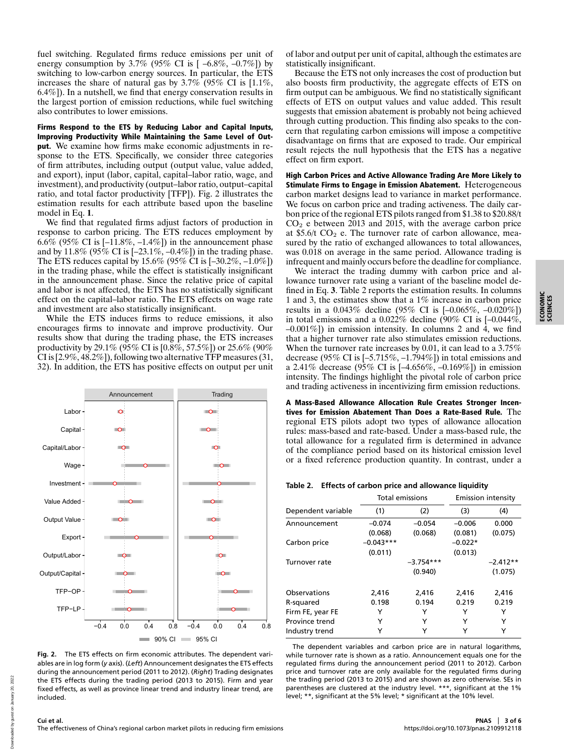fuel switching. Regulated firms reduce emissions per unit of energy consumption by 3.7% (95% CI is [ –6.8%, –0.7%]) by switching to low-carbon energy sources. In particular, the ETS increases the share of natural gas by 3.7% (95% CI is [1.1%, 6.4%]). In a nutshell, we find that energy conservation results in the largest portion of emission reductions, while fuel switching also contributes to lower emissions.

**Firms Respond to the ETS by Reducing Labor and Capital Inputs, Improving Productivity While Maintaining the Same Level of Output.** We examine how firms make economic adjustments in response to the ETS. Specifically, we consider three categories of firm attributes, including output (output value, value added, and export), input (labor, capital, capital–labor ratio, wage, and investment), and productivity (output–labor ratio, output–capital ratio, and total factor productivity [TFP]). Fig. 2 illustrates the estimation results for each attribute based upon the baseline model in Eq. **1**.

We find that regulated firms adjust factors of production in response to carbon pricing. The ETS reduces employment by 6.6% (95% CI is [–11.8%, –1.4%]) in the announcement phase and by 11.8% (95% CI is [–23.1%, –0.4%]) in the trading phase. The ETS reduces capital by 15.6% (95% CI is [–30.2%, –1.0%]) in the trading phase, while the effect is statistically insignificant in the announcement phase. Since the relative price of capital and labor is not affected, the ETS has no statistically significant effect on the capital–labor ratio. The ETS effects on wage rate and investment are also statistically insignificant.

While the ETS induces firms to reduce emissions, it also encourages firms to innovate and improve productivity. Our results show that during the trading phase, the ETS increases productivity by 29.1% (95% CI is [0.8%, 57.5%]) or 25.6% (90% CI is [2.9%, 48.2%]), following two alternative TFP measures (31, 32). In addition, the ETS has positive effects on output per unit of labor and output per unit of capital, although the estimates are statistically insignificant.

Because the ETS not only increases the cost of production but also boosts firm productivity, the aggregate effects of ETS on firm output can be ambiguous. We find no statistically significant effects of ETS on output values and value added. This result suggests that emission abatement is probably not being achieved through cutting production. This finding also speaks to the concern that regulating carbon emissions will impose a competitive disadvantage on firms that are exposed to trade. Our empirical result rejects the null hypothesis that the ETS has a negative effect on firm export.

**Fig. 2.** The ETS effects on firm economic attributes. The dependent variables are in log form (*y* axis). (*Left*) Announcement designates the ETS effects during the announcement period (2011 to 2012). (*Right*) Trading designates the ETS effects during the trading period (2013 to 2015). Firm and year fixed effects, as well as province linear trend and industry linear trend, are included.

**High Carbon Prices and Active Allowance Trading Are More Likely to Stimulate Firms to Engage in Emission Abatement.** Heterogeneous carbon market designs lead to variance in market performance. We focus on carbon price and trading activeness. The daily carbon price of the regional ETS pilots ranged from \$1.38 to \$20.88/t $CO_2$ e between 2013 and 2015, with the average carbon price at \$5.6/t $CO_2$ e. The turnover rate of carbon allowance, measured by the ratio of exchanged allowances to total allowances, was 0.018 on average in the same period. Allowance trading is infrequent and mainly occurs before the deadline for compliance.

We interact the trading dummy with carbon price and allowance turnover rate using a variant of the baseline model defined in Eq. **3**. Table 2 reports the estimation results. In columns 1 and 3, the estimates show that a 1% increase in carbon price results in a 0.043% decline (95% CI is [–0.065%, –0.020%]) in total emissions and a 0.022% decline (90% CI is [–0.044%, –0.001%]) in emission intensity. In columns 2 and 4, we find that a higher turnover rate also stimulates emission reductions. When the turnover rate increases by 0.01, it can lead to a 3.75% decrease (95% CI is [–5.715%, –1.794%]) in total emissions and a 2.41% decrease (95% CI is [–4.656%, –0.169%]) in emission intensity. The findings highlight the pivotal role of carbon price and trading activeness in incentivizing firm emission reductions.

**A Mass-Based Allowance Allocation Rule Creates Stronger Incentives for Emission Abatement Than Does a Rate-Based Rule.** The regional ETS pilots adopt two types of allowance allocation rules: mass-based and rate-based. Under a mass-based rule, the total allowance for a regulated firm is determined in advance of the compliance period based on its historical emission level or a fixed reference production quantity. In contrast, under a

**Table 2. Effects of carbon price and allowance liquidity**

| | Total emissions | | Emission intensity | |
|---|---|---|---|---|
| Dependent variable | (1) | (2) | (3) | (4) |
| Announcement | –0.074 | –0.054 | –0.006 | 0.000 |
| | (0.068) | (0.068) | (0.081) | (0.075) |
| Carbon price | –0.043*** | | –0.022* | |
| | (0.011) | | (0.013) | |
| Turnover rate | | –3.754*** | | –2.412** |
| | | (0.940) | | (1.075) |
| Observations | 2,416 | 2,416 | 2,416 | 2,416 |
| R-squared | 0.198 | 0.194 | 0.219 | 0.219 |
| Firm FE, year FE | Y | Y | Y | Y |
| Province trend | Y | Y | Y | Y |
| Industry trend | Y | Y | Y | Y |

The dependent variables and carbon price are in natural logarithms, while turnover rate is shown as a ratio. Announcement equals one for the regulated firms during the announcement period (2011 to 2012). Carbon price and turnover rate are only available for the regulated firms during the trading period (2013 to 2015) and are shown as zero otherwise. SEs in parentheses are clustered at the industry level. ***, significant at the 1% level; **, significant at the 5% level; * significant at the 10% level.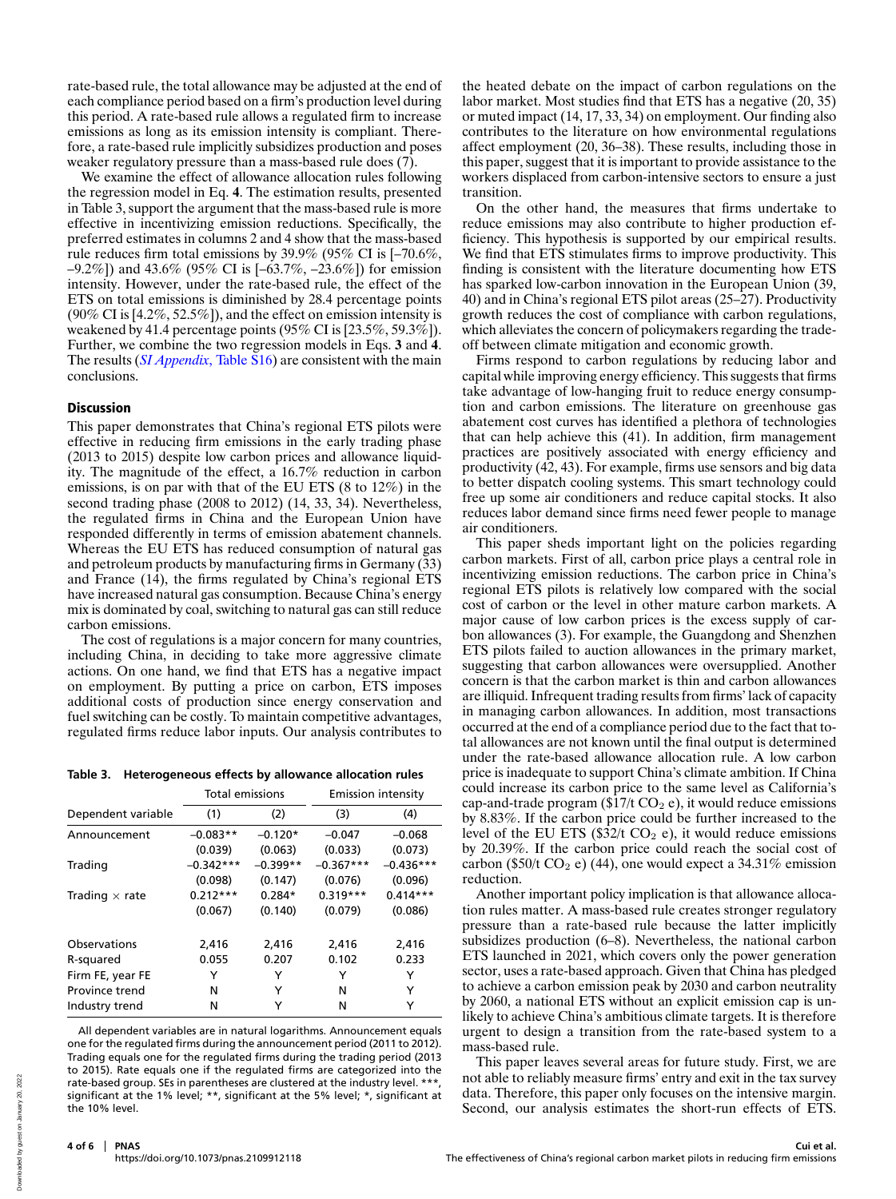rate-based rule, the total allowance may be adjusted at the end of each compliance period based on a firm's production level during this period. A rate-based rule allows a regulated firm to increase emissions as long as its emission intensity is compliant. Therefore, a rate-based rule implicitly subsidizes production and poses weaker regulatory pressure than a mass-based rule does (7).

We examine the effect of allowance allocation rules following the regression model in Eq. **4**. The estimation results, presented in Table 3, support the argument that the mass-based rule is more effective in incentivizing emission reductions. Specifically, the preferred estimates in columns 2 and 4 show that the mass-based rule reduces firm total emissions by 39.9% (95% CI is [–70.6%, –9.2%]) and 43.6% (95% CI is [–63.7%, –23.6%]) for emission intensity. However, under the rate-based rule, the effect of the ETS on total emissions is diminished by 28.4 percentage points (90% CI is [4.2%, 52.5%]), and the effect on emission intensity is weakened by 41.4 percentage points (95% CI is [23.5%, 59.3%]). Further, we combine the two regression models in Eqs. **3** and **4**. The results (*SI Appendix*, Table S16) are consistent with the main conclusions.

## Discussion

This paper demonstrates that China's regional ETS pilots were effective in reducing firm emissions in the early trading phase (2013 to 2015) despite low carbon prices and allowance liquidity. The magnitude of the effect, a 16.7% reduction in carbon emissions, is on par with that of the EU ETS (8 to 12%) in the second trading phase (2008 to 2012) (14, 33, 34). Nevertheless, the regulated firms in China and the European Union have responded differently in terms of emission abatement channels. Whereas the EU ETS has reduced consumption of natural gas and petroleum products by manufacturing firms in Germany (33) and France (14), the firms regulated by China's regional ETS have increased natural gas consumption. Because China's energy mix is dominated by coal, switching to natural gas can still reduce carbon emissions.

The cost of regulations is a major concern for many countries, including China, in deciding to take more aggressive climate actions. On one hand, we find that ETS has a negative impact on employment. By putting a price on carbon, ETS imposes additional costs of production since energy conservation and fuel switching can be costly. To maintain competitive advantages, regulated firms reduce labor inputs. Our analysis contributes to the heated debate on the impact of carbon regulations on the labor market. Most studies find that ETS has a negative (20, 35) or muted impact (14, 17, 33, 34) on employment. Our finding also contributes to the literature on how environmental regulations affect employment (20, 36–38). These results, including those in this paper, suggest that it is important to provide assistance to the workers displaced from carbon-intensive sectors to ensure a just transition.

On the other hand, the measures that firms undertake to reduce emissions may also contribute to higher production efficiency. This hypothesis is supported by our empirical results. We find that ETS stimulates firms to improve productivity. This finding is consistent with the literature documenting how ETS has sparked low-carbon innovation in the European Union (39, 40) and in China's regional ETS pilot areas (25–27). Productivity growth reduces the cost of compliance with carbon regulations, which alleviates the concern of policymakers regarding the tradeoff between climate mitigation and economic growth.

Firms respond to carbon regulations by reducing labor and capital while improving energy efficiency. This suggests that firms take advantage of low-hanging fruit to reduce energy consumption and carbon emissions. The literature on greenhouse gas abatement cost curves has identified a plethora of technologies that can help achieve this (41). In addition, firm management practices are positively associated with energy efficiency and productivity (42, 43). For example, firms use sensors and big data to better dispatch cooling systems. This smart technology could free up some air conditioners and reduce capital stocks. It also reduces labor demand since firms need fewer people to manage air conditioners.

This paper sheds important light on the policies regarding carbon markets. First of all, carbon price plays a central role in incentivizing emission reductions. The carbon price in China's regional ETS pilots is relatively low compared with the social cost of carbon or the level in other mature carbon markets. A major cause of low carbon prices is the excess supply of carbon allowances (3). For example, the Guangdong and Shenzhen ETS pilots failed to auction allowances in the primary market, suggesting that carbon allowances were oversupplied. Another concern is that the carbon market is thin and carbon allowances are illiquid. Infrequent trading results from firms' lack of capacity in managing carbon allowances. In addition, most transactions occurred at the end of a compliance period due to the fact that total allowances are not known until the final output is determined under the rate-based allowance allocation rule. A low carbon price is inadequate to support China's climate ambition. If China could increase its carbon price to the same level as California's cap-and-trade program (\$17/t $CO_2$ e), it would reduce emissions by 8.83%. If the carbon price could be further increased to the level of the EU ETS (\$32/t $CO_2$ e), it would reduce emissions by 20.39%. If the carbon price could reach the social cost of carbon (\$50/t $CO_2$ e) (44), one would expect a 34.31% emission reduction.

Another important policy implication is that allowance allocation rules matter. A mass-based rule creates stronger regulatory pressure than a rate-based rule because the latter implicitly subsidizes production (6–8). Nevertheless, the national carbon ETS launched in 2021, which covers only the power generation sector, uses a rate-based approach. Given that China has pledged to achieve a carbon emission peak by 2030 and carbon neutrality by 2060, a national ETS without an explicit emission cap is unlikely to achieve China's ambitious climate targets. It is therefore urgent to design a transition from the rate-based system to a mass-based rule.

This paper leaves several areas for future study. First, we are not able to reliably measure firms' entry and exit in the tax survey data. Therefore, this paper only focuses on the intensive margin. Second, our analysis estimates the short-run effects of ETS.

**Table 3. Heterogeneous effects by allowance allocation rules**

| | Total emissions | | Emission intensity | |
|---|---|---|---|---|
| Dependent variable | (1) | (2) | (3) | (4) |
| Announcement | −0.083** | −0.120* | −0.047 | −0.068 |
| | (0.039) | (0.063) | (0.033) | (0.073) |
| Trading | −0.342*** | −0.399** | −0.367*** | −0.436*** |
| | (0.098) | (0.147) | (0.076) | (0.096) |
| Trading × rate | 0.212*** | 0.284* | 0.319*** | 0.414*** |
| | (0.067) | (0.140) | (0.079) | (0.086) |
| Observations | 2,416 | 2,416 | 2,416 | 2,416 |
| R-squared | 0.055 | 0.207 | 0.102 | 0.233 |
| Firm FE, year FE | Y | Y | Y | Y |
| Province trend | N | Y | N | Y |
| Industry trend | N | Y | N | Y |

All dependent variables are in natural logarithms. Announcement equals one for the regulated firms during the announcement period (2011 to 2012). Trading equals one for the regulated firms during the trading period (2013 to 2015). Rate equals one if the regulated firms are categorized into the rate-based group. SEs in parentheses are clustered at the industry level. ***, significant at the 1% level; **, significant at the 5% level; *, significant at the 10% level.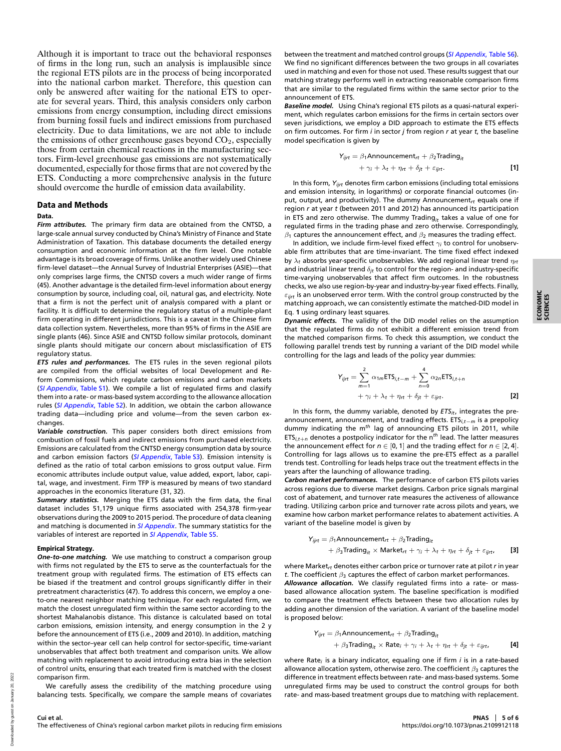Although it is important to trace out the behavioral responses of firms in the long run, such an analysis is implausible since the regional ETS pilots are in the process of being incorporated into the national carbon market. Therefore, this question can only be answered after waiting for the national ETS to operate for several years. Third, this analysis considers only carbon emissions from energy consumption, including direct emissions from burning fossil fuels and indirect emissions from purchased electricity. Due to data limitations, we are not able to include the emissions of other greenhouse gases beyond $CO_2$, especially those from certain chemical reactions in the manufacturing sectors. Firm-level greenhouse gas emissions are not systematically documented, especially for those firms that are not covered by the ETS. Conducting a more comprehensive analysis in the future should overcome the hurdle of emission data availability.

## Data and Methods

### Data.

***Firm attributes.*** The primary firm data are obtained from the CNTSD, a large-scale annual survey conducted by China's Ministry of Finance and State Administration of Taxation. This database documents the detailed energy consumption and economic information at the firm level. One notable advantage is its broad coverage of firms. Unlike another widely used Chinese firm-level dataset—the Annual Survey of Industrial Enterprises (ASIE)—that only comprises large firms, the CNTSD covers a much wider range of firms (45). Another advantage is the detailed firm-level information about energy consumption by source, including coal, oil, natural gas, and electricity. Note that a firm is not the perfect unit of analysis compared with a plant or facility. It is difficult to determine the regulatory status of a multiple-plant firm operating in different jurisdictions. This is a caveat in the Chinese firm data collection system. Nevertheless, more than 95% of firms in the ASIE are single plants (46). Since ASIE and CNTSD follow similar protocols, dominant single plants should mitigate our concern about misclassification of ETS regulatory status.

***ETS rules and performances.*** The ETS rules in the seven regional pilots are compiled from the official websites of local Development and Reform Commissions, which regulate carbon emissions and carbon markets (*SI Appendix*, Table S1). We compile a list of regulated firms and classify them into a rate- or mass-based system according to the allowance allocation rules (*SI Appendix*, Table S2). In addition, we obtain the carbon allowance trading data—including price and volume—from the seven carbon exchanges.

***Variable construction.*** This paper considers both direct emissions from combustion of fossil fuels and indirect emissions from purchased electricity. Emissions are calculated from the CNTSD energy consumption data by source and carbon emission factors (*SI Appendix*, Table S3). Emission intensity is defined as the ratio of total carbon emissions to gross output value. Firm economic attributes include output value, value added, export, labor, capital, wage, and investment. Firm TFP is measured by means of two standard approaches in the economics literature (31, 32).

***Summary statistics.*** Merging the ETS data with the firm data, the final dataset includes 51,179 unique firms associated with 254,378 firm-year observations during the 2009 to 2015 period. The procedure of data cleaning and matching is documented in *SI Appendix*. The summary statistics for the variables of interest are reported in *SI Appendix*, Table S5.

### Empirical Strategy.

***One-to-one matching.*** We use matching to construct a comparison group with firms not regulated by the ETS to serve as the counterfactuals for the treatment group with regulated firms. The estimation of ETS effects can be biased if the treatment and control groups significantly differ in their pretreatment characteristics (47). To address this concern, we employ a one-to-one nearest neighbor matching technique. For each regulated firm, we match the closest unregulated firm within the same sector according to the shortest Mahalanobis distance. This distance is calculated based on total carbon emissions, emission intensity, and energy consumption in the 2 y before the announcement of ETS (i.e., 2009 and 2010). In addition, matching within the sector–year cell can help control for sector-specific, time-variant unobservables that affect both treatment and comparison units. We allow matching with replacement to avoid introducing extra bias in the selection of control units, ensuring that each treated firm is matched with the closest comparison firm.

We carefully assess the credibility of the matching procedure using balancing tests. Specifically, we compare the sample means of covariates between the treatment and matched control groups (*SI Appendix*, Table S6). We find no significant differences between the two groups in all covariates used in matching and even for those not used. These results suggest that our matching strategy performs well in extracting reasonable comparison firms that are similar to the regulated firms within the same sector prior to the announcement of ETS.

***Baseline model.*** Using China's regional ETS pilots as a quasi-natural experiment, which regulates carbon emissions for the firms in certain sectors over seven jurisdictions, we employ a DID approach to estimate the ETS effects on firm outcomes. For firm $i$ in sector $j$ from region $r$ at year $t$, the baseline model specification is given by

$$Y_{ijrt} = \beta_1 \text{Announcement}_{rt} + \beta_2 \text{Trading}_{it} + \gamma_i + \lambda_t + \eta_{rt} + \delta_{jt} + \varepsilon_{ijrt}. \quad [1]$$

In this form, $Y_{ijrt}$ denotes firm carbon emissions (including total emissions and emission intensity, in logarithms) or corporate financial outcomes (input, output, and productivity). The dummy $\text{Announcement}_{rt}$ equals one if region $r$ at year $t$ (between 2011 and 2012) has announced its participation in ETS and zero otherwise. The dummy $\text{Trading}_{it}$ takes a value of one for regulated firms in the trading phase and zero otherwise. Correspondingly, $\beta_1$ captures the announcement effect, and $\beta_2$ measures the trading effect.

In addition, we include firm-level fixed effect $\gamma_i$ to control for unobservable firm attributes that are time-invariant. The time fixed effect indexed by $\lambda_t$ absorbs year-specific unobservables. We add regional linear trend $\eta_{rt}$ and industrial linear trend $\delta_{jt}$ to control for the region- and industry-specific time-varying unobservables that affect firm outcomes. In the robustness checks, we also use region-by-year and industry-by-year fixed effects. Finally, $\varepsilon_{ijrt}$ is an unobserved error term. With the control group constructed by the matching approach, we can consistently estimate the matched-DID model in Eq. **1** using ordinary least squares.

***Dynamic effects.*** The validity of the DID model relies on the assumption that the regulated firms do not exhibit a different emission trend from the matched comparison firms. To check this assumption, we conduct the following parallel trends test by running a variant of the DID model while controlling for the lags and leads of the policy year dummies:

$$Y_{ijrt} = \sum_{m=1}^{2} \alpha_{1m} \text{ETS}_{i,t-m} + \sum_{n=0}^{4} \alpha_{2n} \text{ETS}_{i,t+n} + \gamma_i + \lambda_t + \eta_{rt} + \delta_{jt} + \varepsilon_{ijrt}. \quad [2]$$

In this form, the dummy variable, denoted by $ETS_{it}$, integrates the pre-announcement, announcement, and trading effects. $\text{ETS}_{i,t-m}$ is a prepolicy dummy indicating the $m^{th}$ lag of announcing ETS pilots in 2011, while $\text{ETS}_{i,t+n}$ denotes a postpolicy indicator for the $n^{th}$ lead. The latter measures the announcement effect for $n \in [0, 1]$ and the trading effect for $n \in [2, 4]$. Controlling for lags allows us to examine the pre-ETS effect as a parallel trends test. Controlling for leads helps trace out the treatment effects in the years after the launching of allowance trading.

***Carbon market performances.*** The performance of carbon ETS pilots varies across regions due to diverse market designs. Carbon price signals marginal cost of abatement, and turnover rate measures the activeness of allowance trading. Utilizing carbon price and turnover rate across pilots and years, we examine how carbon market performance relates to abatement activities. A variant of the baseline model is given by

$$Y_{ijrt} = \beta_1 \text{Announcement}_{rt} + \beta_2 \text{Trading}_{it} + \beta_3 \text{Trading}_{it} \times \text{Market}_{rt} + \gamma_i + \lambda_t + \eta_{rt} + \delta_{jt} + \varepsilon_{ijrt}, \quad [3]$$

where $\text{Market}_{rt}$ denotes either carbon price or turnover rate at pilot $r$ in year $t$. The coefficient $\beta_3$ captures the effect of carbon market performances.

***Allowance allocation.*** We classify regulated firms into a rate- or mass-based allowance allocation system. The baseline specification is modified to compare the treatment effects between these two allocation rules by adding another dimension of the variation. A variant of the baseline model is proposed below:

$$Y_{ijrt} = \beta_1 \text{Announcement}_{rt} + \beta_2 \text{Trading}_{it} + \beta_3 \text{Trading}_{it} \times \text{Rate}_i + \gamma_i + \lambda_t + \eta_{rt} + \delta_{jt} + \varepsilon_{ijrt}, \quad [4]$$

where $\text{Rate}_i$ is a binary indicator, equaling one if firm $i$ is in a rate-based allowance allocation system, otherwise zero. The coefficient $\beta_3$ captures the difference in treatment effects between rate- and mass-based systems. Some unregulated firms may be used to construct the control groups for both rate- and mass-based treatment groups due to matching with replacement.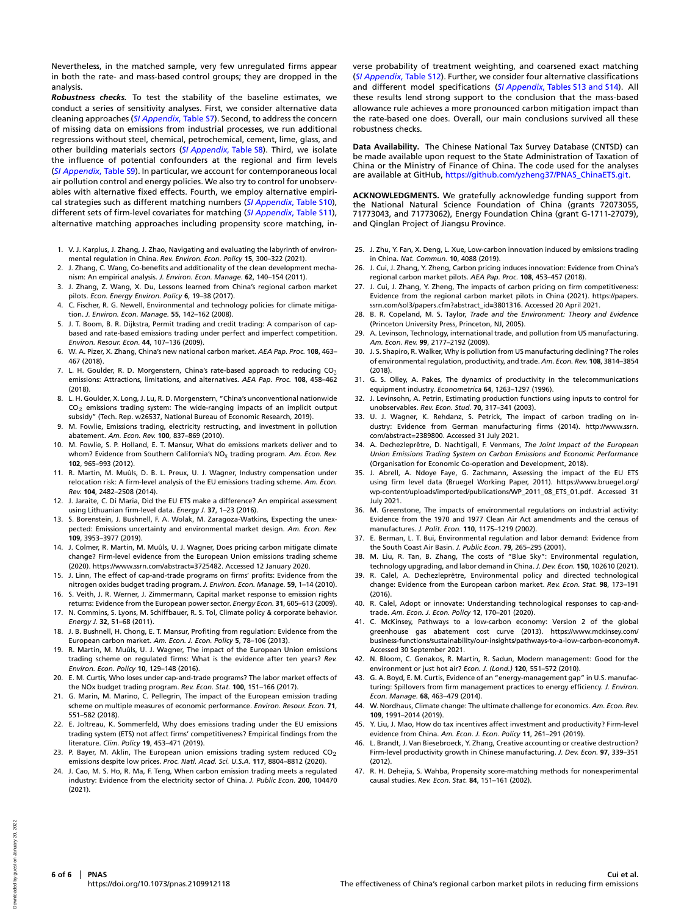Nevertheless, in the matched sample, very few unregulated firms appear in both the rate- and mass-based control groups; they are dropped in the analysis.

***Robustness checks.*** To test the stability of the baseline estimates, we conduct a series of sensitivity analyses. First, we consider alternative data cleaning approaches (*SI Appendix*, Table S7). Second, to address the concern of missing data on emissions from industrial processes, we run additional regressions without steel, chemical, petrochemical, cement, lime, glass, and other building materials sectors (*SI Appendix*, Table S8). Third, we isolate the influence of potential confounders at the regional and firm levels (*SI Appendix*, Table S9). In particular, we account for contemporaneous local air pollution control and energy policies. We also try to control for unobservables with alternative fixed effects. Fourth, we employ alternative empirical strategies such as different matching numbers (*SI Appendix*, Table S10), different sets of firm-level covariates for matching (*SI Appendix*, Table S11), alternative matching approaches including propensity score matching, inverse probability of treatment weighting, and coarsened exact matching (*SI Appendix*, Table S12). Further, we consider four alternative classifications and different model specifications (*SI Appendix*, Tables S13 and S14). All these results lend strong support to the conclusion that the mass-based allowance rule achieves a more pronounced carbon mitigation impact than the rate-based one does. Overall, our main conclusions survived all these robustness checks.

**Data Availability.** The Chinese National Tax Survey Database (CNTSD) can be made available upon request to the State Administration of Taxation of China or the Ministry of Finance of China. The code used for the analyses are available at GitHub, https://github.com/yzheng37/PNAS_ChinaETS.git.

**ACKNOWLEDGMENTS.** We gratefully acknowledge funding support from the National Natural Science Foundation of China (grants 72073055, 71773043, and 71773062), Energy Foundation China (grant G-1711-27079), and Qinglan Project of Jiangsu Province.

1. V. J. Karplus, J. Zhang, J. Zhao, Navigating and evaluating the labyrinth of environmental regulation in China. *Rev. Environ. Econ. Policy* **15**, 300–322 (2021).
2. J. Zhang, C. Wang, Co-benefits and additionality of the clean development mechanism: An empirical analysis. *J. Environ. Econ. Manage.* **62**, 140–154 (2011).
3. J. Zhang, Z. Wang, X. Du, Lessons learned from China's regional carbon market pilots. *Econ. Energy Environ. Policy* **6**, 19–38 (2017).
4. C. Fischer, R. G. Newell, Environmental and technology policies for climate mitigation. *J. Environ. Econ. Manage.* **55**, 142–162 (2008).
5. J. T. Boom, B. R. Dijkstra, Permit trading and credit trading: A comparison of cap-based and rate-based emissions trading under perfect and imperfect competition. *Environ. Resour. Econ.* **44**, 107–136 (2009).
6. W. A. Pizer, X. Zhang, China's new national carbon market. *AEA Pap. Proc.* **108**, 463–467 (2018).
7. L. H. Goulder, R. D. Morgenstern, China's rate-based approach to reducing $CO_2$ emissions: Attractions, limitations, and alternatives. *AEA Pap. Proc.* **108**, 458–462 (2018).
8. L. H. Goulder, X. Long, J. Lu, R. D. Morgenstern, "China's unconventional nationwide $CO_2$ emissions trading system: The wide-ranging impacts of an implicit output subsidy" (Tech. Rep. w26537, National Bureau of Economic Research, 2019).
9. M. Fowlie, Emissions trading, electricity restructing, and investment in pollution abatement. *Am. Econ. Rev.* **100**, 837–869 (2010).
10. M. Fowlie, S. P. Holland, E. T. Mansur, What do emissions markets deliver and to whom? Evidence from Southern California's $NO_x$ trading program. *Am. Econ. Rev.* **102**, 965–993 (2012).
11. R. Martin, M. Muûls, D. B. L. Preux, U. J. Wagner, Industry compensation under relocation risk: A firm-level analysis of the EU emissions trading scheme. *Am. Econ. Rev.* **104**, 2482–2508 (2014).
12. J. Jaraite, C. Di Maria, Did the EU ETS make a difference? An empirical assessment using Lithuanian firm-level data. *Energy J.* **37**, 1–23 (2016).
13. S. Borenstein, J. Bushnell, F. A. Wolak, M. Zaragoza-Watkins, Expecting the unexpected: Emissions uncertainty and environmental market design. *Am. Econ. Rev.* **109**, 3953–3977 (2019).
14. J. Colmer, R. Martin, M. Muûls, U. J. Wagner, Does pricing carbon mitigate climate change? Firm-level evidence from the European Union emissions trading scheme (2020). https://www.ssrn.com/abstract=3725482. Accessed 12 January 2020.
15. J. Linn, The effect of cap-and-trade programs on firms' profits: Evidence from the nitrogen oxides budget trading program. *J. Environ. Econ. Manage.* **59**, 1–14 (2010).
16. S. Veith, J. R. Werner, J. Zimmermann, Capital market response to emission rights returns: Evidence from the European power sector. *Energy Econ.* **31**, 605–613 (2009).
17. N. Commins, S. Lyons, M. Schiffbauer, R. S. Tol, Climate policy & corporate behavior. *Energy J.* **32**, 51–68 (2011).
18. J. B. Bushnell, H. Chong, E. T. Mansur, Profiting from regulation: Evidence from the European carbon market. *Am. Econ. J. Econ. Policy* **5**, 78–106 (2013).
19. R. Martin, M. Muûls, U. J. Wagner, The impact of the European Union emissions trading scheme on regulated firms: What is the evidence after ten years? *Rev. Environ. Econ. Policy* **10**, 129–148 (2016).
20. E. M. Curtis, Who loses under cap-and-trade programs? The labor market effects of the NOx budget trading program. *Rev. Econ. Stat.* **100**, 151–166 (2017).
21. G. Marin, M. Marino, C. Pellegrin, The impact of the European emission trading scheme on multiple measures of economic performance. *Environ. Resour. Econ.* **71**, 551–582 (2018).
22. E. Joltreau, K. Sommerfeld, Why does emissions trading under the EU emissions trading system (ETS) not affect firms' competitiveness? Empirical findings from the literature. *Clim. Policy* **19**, 453–471 (2019).
23. P. Bayer, M. Aklin, The European union emissions trading system reduced $CO_2$ emissions despite low prices. *Proc. Natl. Acad. Sci. U.S.A.* **117**, 8804–8812 (2020).
24. J. Cao, M. S. Ho, R. Ma, F. Teng, When carbon emission trading meets a regulated industry: Evidence from the electricity sector of China. *J. Public Econ.* **200**, 104470 (2021).
25. J. Zhu, Y. Fan, X. Deng, L. Xue, Low-carbon innovation induced by emissions trading in China. *Nat. Commun.* **10**, 4088 (2019).
26. J. Cui, J. Zhang, Y. Zheng, Carbon pricing induces innovation: Evidence from China's regional carbon market pilots. *AEA Pap. Proc.* **108**, 453–457 (2018).
27. J. Cui, J. Zhang, Y. Zheng, The impacts of carbon pricing on firm competitiveness: Evidence from the regional carbon market pilots in China (2021). https://papers.ssrn.com/sol3/papers.cfm?abstract_id=3801316. Accessed 20 April 2021.
28. B. R. Copeland, M. S. Taylor, *Trade and the Environment: Theory and Evidence* (Princeton University Press, Princeton, NJ, 2005).
29. A. Levinson, Technology, international trade, and pollution from US manufacturing. *Am. Econ. Rev.* **99**, 2177–2192 (2009).
30. J. S. Shapiro, R. Walker, Why is pollution from US manufacturing declining? The roles of environmental regulation, productivity, and trade. *Am. Econ. Rev.* **108**, 3814–3854 (2018).
31. G. S. Olley, A. Pakes, The dynamics of productivity in the telecommunications equipment industry. *Econometrica* **64**, 1263–1297 (1996).
32. J. Levinsohn, A. Petrin, Estimating production functions using inputs to control for unobservables. *Rev. Econ. Stud.* **70**, 317–341 (2003).
33. U. J. Wagner, K. Rehdanz, S. Petrick, The impact of carbon trading on industry: Evidence from German manufacturing firms (2014). http://www.ssrn.com/abstract=2389800. Accessed 31 July 2021.
34. A. Dechezleprêtre, D. Nachtigall, F. Venmans, *The Joint Impact of the European Union Emissions Trading System on Carbon Emissions and Economic Performance* (Organisation for Economic Co-operation and Development, 2018).
35. J. Abrell, A. Ndoye Faye, G. Zachmann, Assessing the impact of the EU ETS using firm level data (Bruegel Working Paper, 2011). https://www.bruegel.org/wp-content/uploads/imported/publications/WP_2011_08_ETS_01.pdf. Accessed 31 July 2021.
36. M. Greenstone, The impacts of environmental regulations on industrial activity: Evidence from the 1970 and 1977 Clean Air Act amendments and the census of manufactures. *J. Polit. Econ.* **110**, 1175–1219 (2002).
37. E. Berman, L. T. Bui, Environmental regulation and labor demand: Evidence from the South Coast Air Basin. *J. Public Econ.* **79**, 265–295 (2001).
38. M. Liu, R. Tan, B. Zhang, The costs of "Blue Sky": Environmental regulation, technology upgrading, and labor demand in China. *J. Dev. Econ.* **150**, 102610 (2021).
39. R. Calel, A. Dechezleprêtre, Environmental policy and directed technological change: Evidence from the European carbon market. *Rev. Econ. Stat.* **98**, 173–191 (2016).
40. R. Calel, Adopt or innovate: Understanding technological responses to cap-and-trade. *Am. Econ. J. Econ. Policy* **12**, 170–201 (2020).
41. C. McKinsey, Pathways to a low-carbon economy: Version 2 of the global greenhouse gas abatement cost curve (2013). https://www.mckinsey.com/business-functions/sustainability/our-insights/pathways-to-a-low-carbon-economy#. Accessed 30 September 2021.
42. N. Bloom, C. Genakos, R. Martin, R. Sadun, Modern management: Good for the environment or just hot air? *Econ. J. (Lond.)* **120**, 551–572 (2010).
43. G. A. Boyd, E. M. Curtis, Evidence of an "energy-management gap" in U.S. manufacturing: Spillovers from firm management practices to energy efficiency. *J. Environ. Econ. Manage.* **68**, 463–479 (2014).
44. W. Nordhaus, Climate change: The ultimate challenge for economics. *Am. Econ. Rev.* **109**, 1991–2014 (2019).
45. Y. Liu, J. Mao, How do tax incentives affect investment and productivity? Firm-level evidence from China. *Am. Econ. J. Econ. Policy* **11**, 261–291 (2019).
46. L. Brandt, J. Van Biesebroeck, Y. Zhang, Creative accounting or creative destruction? Firm-level productivity growth in Chinese manufacturing. *J. Dev. Econ.* **97**, 339–351 (2012).
47. R. H. Dehejia, S. Wahba, Propensity score-matching methods for nonexperimental causal studies. *Rev. Econ. Stat.* **84**, 151–161 (2002).